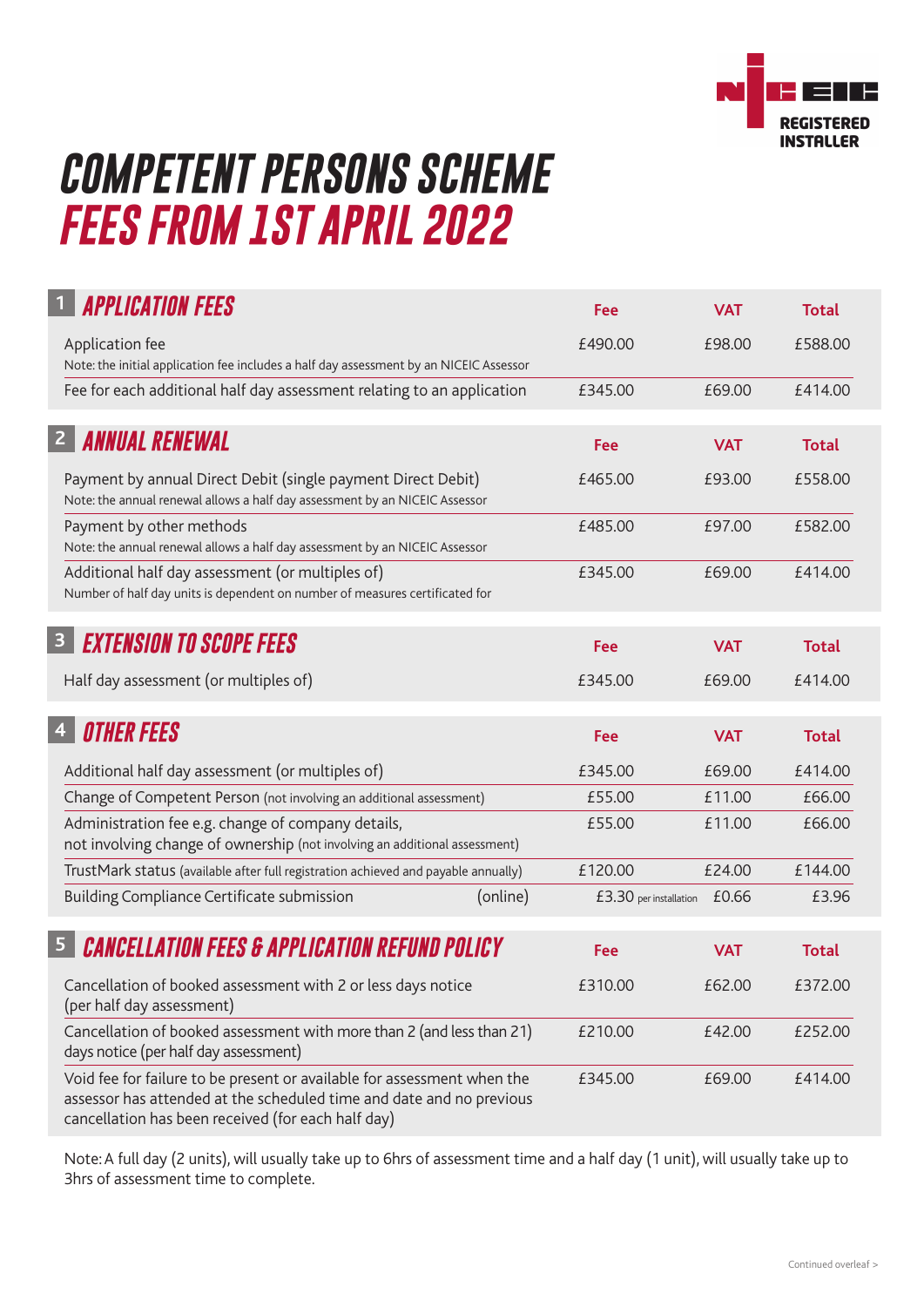NICEIC REGISTERED INSTALLER

# COMPETENT PERSONS SCHEME
# FEES FROM 1ST APRIL 2022

## 1 APPLICATION FEES

| | Fee | VAT | Total |
|---|---|---|---|
| Application fee<br>Note: the initial application fee includes a half day assessment by an NICEIC Assessor | £490.00 | £98.00 | £588.00 |
| Fee for each additional half day assessment relating to an application | £345.00 | £69.00 | £414.00 |

## 2 ANNUAL RENEWAL

| | Fee | VAT | Total |
|---|---|---|---|
| Payment by annual Direct Debit (single payment Direct Debit)<br>Note: the annual renewal allows a half day assessment by an NICEIC Assessor | £465.00 | £93.00 | £558.00 |
| Payment by other methods<br>Note: the annual renewal allows a half day assessment by an NICEIC Assessor | £485.00 | £97.00 | £582.00 |
| Additional half day assessment (or multiples of)<br>Number of half day units is dependent on number of measures certificated for | £345.00 | £69.00 | £414.00 |

## 3 EXTENSION TO SCOPE FEES

| | Fee | VAT | Total |
|---|---|---|---|
| Half day assessment (or multiples of) | £345.00 | £69.00 | £414.00 |

## 4 OTHER FEES

| | Fee | VAT | Total |
|---|---|---|---|
| Additional half day assessment (or multiples of) | £345.00 | £69.00 | £414.00 |
| Change of Competent Person (not involving an additional assessment) | £55.00 | £11.00 | £66.00 |
| Administration fee e.g. change of company details, not involving change of ownership (not involving an additional assessment) | £55.00 | £11.00 | £66.00 |
| TrustMark status (available after full registration achieved and payable annually) | £120.00 | £24.00 | £144.00 |
| Building Compliance Certificate submission (online) | £3.30 per installation | £0.66 | £3.96 |

## 5 CANCELLATION FEES & APPLICATION REFUND POLICY

| | Fee | VAT | Total |
|---|---|---|---|
| Cancellation of booked assessment with 2 or less days notice (per half day assessment) | £310.00 | £62.00 | £372.00 |
| Cancellation of booked assessment with more than 2 (and less than 21) days notice (per half day assessment) | £210.00 | £42.00 | £252.00 |
| Void fee for failure to be present or available for assessment when the assessor has attended at the scheduled time and date and no previous cancellation has been received (for each half day) | £345.00 | £69.00 | £414.00 |

Note: A full day (2 units), will usually take up to 6hrs of assessment time and a half day (1 unit), will usually take up to 3hrs of assessment time to complete.

Continued overleaf >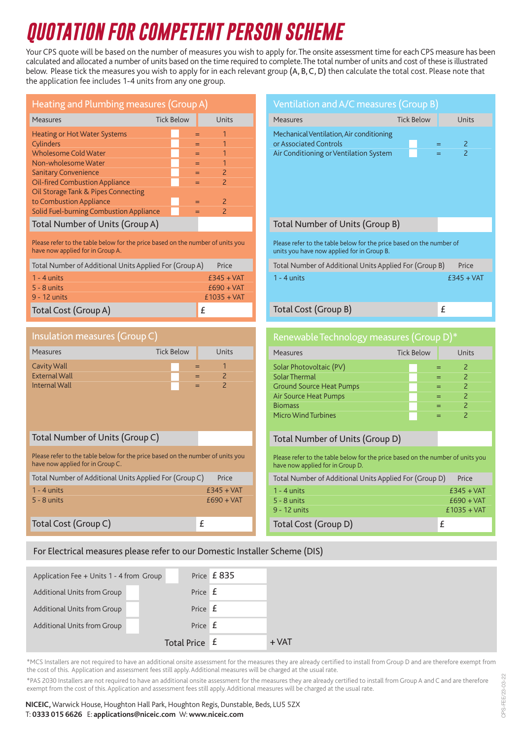# QUOTATION FOR COMPETENT PERSON SCHEME

Your CPS quote will be based on the number of measures you wish to apply for. The onsite assessment time for each CPS measure has been calculated and allocated a number of units based on the time required to complete. The total number of units and cost of these is illustrated below. Please tick the measures you wish to apply for in each relevant group (A, B, C, D) then calculate the total cost. Please note that the application fee includes 1-4 units from any one group.

## Heating and Plumbing measures (Group A)

| Measures | Tick Below | | Units |
|---|---|---|---|
| Heating or Hot Water Systems | | = | 1 |
| Cylinders | | = | 1 |
| Wholesome Cold Water | | = | 1 |
| Non-wholesome Water | | = | 1 |
| Sanitary Convenience | | = | 2 |
| Oil-fired Combustion Appliance | | = | 2 |
| Oil Storage Tank & Pipes Connecting to Combustion Appliance | | = | 2 |
| Solid Fuel-burning Combustion Appliance | | = | 2 |
| **Total Number of Units (Group A)** | | | |

Please refer to the table below for the price based on the number of units you have now applied for in Group A.

| Total Number of Additional Units Applied For (Group A) | Price |
|---|---|
| 1 - 4 units | £345 + VAT |
| 5 - 8 units | £690 + VAT |
| 9 - 12 units | £1035 + VAT |
| **Total Cost (Group A)** | £ |

## Ventilation and A/C measures (Group B)

| Measures | Tick Below | | Units |
|---|---|---|---|
| Mechanical Ventilation, Air conditioning or Associated Controls | | = | 2 |
| Air Conditioning or Ventilation System | | = | 2 |
| **Total Number of Units (Group B)** | | | |

Please refer to the table below for the price based on the number of units you have now applied for in Group B.

| Total Number of Additional Units Applied For (Group B) | Price |
|---|---|
| 1 - 4 units | £345 + VAT |
| **Total Cost (Group B)** | £ |

## Insulation measures (Group C)

| Measures | Tick Below | | Units |
|---|---|---|---|
| Cavity Wall | | = | 1 |
| External Wall | | = | 2 |
| Internal Wall | | = | 2 |
| **Total Number of Units (Group C)** | | | |

Please refer to the table below for the price based on the number of units you have now applied for in Group C.

| Total Number of Additional Units Applied For (Group C) | Price |
|---|---|
| 1 - 4 units | £345 + VAT |
| 5 - 8 units | £690 + VAT |
| **Total Cost (Group C)** | £ |

## Renewable Technology measures (Group D)*

| Measures | Tick Below | | Units |
|---|---|---|---|
| Solar Photovoltaic (PV) | | = | 2 |
| Solar Thermal | | = | 2 |
| Ground Source Heat Pumps | | = | 2 |
| Air Source Heat Pumps | | = | 2 |
| Biomass | | = | 2 |
| Micro Wind Turbines | | = | 2 |
| **Total Number of Units (Group D)** | | | |

Please refer to the table below for the price based on the number of units you have now applied for in Group D.

| Total Number of Additional Units Applied For (Group D) | Price |
|---|---|
| 1 - 4 units | £345 + VAT |
| 5 - 8 units | £690 + VAT |
| 9 - 12 units | £1035 + VAT |
| **Total Cost (Group D)** | £ |

For Electrical measures please refer to our Domestic Installer Scheme (DIS)

| | | | |
|---|---|---|---|
| Application Fee + Units 1 - 4 from Group | | Price | £ 835 |
| Additional Units from Group | | Price | £ |
| Additional Units from Group | | Price | £ |
| Additional Units from Group | | Price | £ |
| | **Total Price** | | £ + VAT |

*MCS Installers are not required to have an additional onsite assessment for the measures they are already certified to install from Group D and are therefore exempt from the cost of this. Application and assessment fees still apply. Additional measures will be charged at the usual rate.

*PAS 2030 Installers are not required to have an additional onsite assessment for the measures they are already certified to install from Group A and C and are therefore exempt from the cost of this. Application and assessment fees still apply. Additional measures will be charged at the usual rate.

**NICEIC,** Warwick House, Houghton Hall Park, Houghton Regis, Dunstable, Beds, LU5 5ZX
T: **0333 015 6626** E: **applications@niceic.com** W: **www.niceic.com**

CPS-FEE/23-03-22